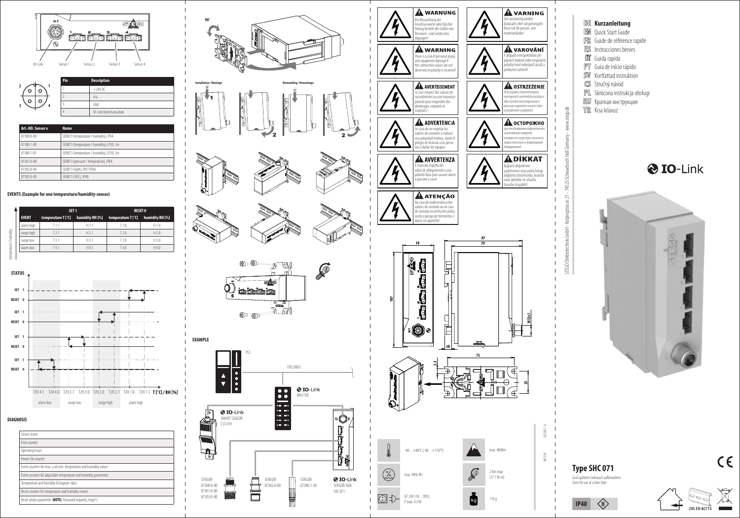X1

IO-Link Sensor 1 Sensor 2 Sensor 3 Sensor 4

| Pin | Description |
|---|---|
| 1 | +24V DC |
| 2 | n/a |
| 3 | GND |
| 4 | IO-Link Kommunication |

| Art.-NO. Sensor x | Name |
|---|---|
| 07300.0-00 | SEN073 (temperature / humidity), IP64 |
| 07300.1-00 | SEN073 (temperature / humidity), IP20, 1m |
| 07300.1-01 | SEN073 (temperature / humidity), IP20, 2m |
| 07301.0-00 | SEN073 (pressure / temperature), IP64 |
| 07302.0-00 | SEN073 (light), IP67/IP66 |
| 07303.0-00 | SEN073 (VOC), IP40 |

**EVENTS (Example for one temperature/humidity-sensor)**

| | SET 1 | | RESET 0 | |
|---|---|---|---|---|
| EVENT | temperature T [°C] | humidity RH [%] | temperature T [°C] | humidity RH [%] |
| alarm high | T 1.1 | H 1.1 | T 1.0 | H 1.0 |
| range high | T 2.1 | H 2.1 | T 2.0 | H 2.0 |
| range low | T 3.1 | H 3.1 | T 3.0 | H 3.0 |
| alarm low | T 4.1 | H 4.1 | T 4.0 | H 4.0 |

**STATUS**

SET 1 / RESET 0

T/H 4.1 T/H 4.0 T/H 3.1 T/H 3.0 T/H 2.0 T/H 2.1 T/H 1.0 T/H 1.1 T [°C] / RH [%]

alarm low range low range high alarm high

**DIAGNOSIS**

| |
|---|
| Device status |
| Error counter |
| Operating hours |
| Power-On counter |
| Event counters for max. a nd min. temperature and humidity values |
| Event counters for adjustable temperature and humidity parameters |
| Temperature and humidity histogram-data |
| Reset counters for temperature and humidity events |
| Reset whole parameter (**NOTE:** Password required „stego") |

90°

Installation / Montage

Dismantling / Demontage

**EXAMPLE**

PLC

FIELDBUS

IO-Link MASTER

IO-Link SMART SENSOR CSS 014

SENSOR 07300.0-00 07301.0-00 07303.0-00

SENSOR 07302.0-00

SENSOR 07300.1-XX

IO-Link SENSOR HUB SHC 071

**WARNUNG**
Bei Missachtung der Anschlusswerte oder falscher Polung besteht die Gefahr von Personen- und Geräteschädigungen!

**WARNING**
There is a risk of personal injury and equipment damage if the connection values are not observed or polarity is incorrect!

**AVERTISSEMENT**
Le non-respect des valeurs de raccordement ou une mauvaise polarité peut engendrer des dommages corporels et matériels !

**ADVERTENCIA**
En caso de no respetar los valores de conexión o realizar una polaridad errónea, existe el peligro de lesionar a las personas o dañar los equipos.

**AVVERTENZA**
Il mancato rispetto dei valori di collegamento o una polarità falsa può causare danni a persone e cose!

**ATENÇÃO**
No caso de inobservância dos valores de conexão ou no caso de conexão incorreta dos polos, existe o perigo de ferimentos e danos no aparelho!

**VARNING**
Om anslutningsvärden åsidosätts eller vid polningsfel finns risk för person- och materialskador!

**VAROVÁNÍ**
V případě nerespektování připojných hodnot nebo nesprávné polarity hrozí nebezpečí úrazů a poškození zařízení!

**OSTRZEŻENIE**
W przypadku nieprzestrzegania wymaganych parametrów przyłącza albo nieprawidłowej biegunowości powstaje zagrożenie urazami ludzi i uszkodzeniem urządzenia!

**ОСТОРОЖНО**
при несоблюдении подключаемых значений или неверной полярности существует опасность травмы персонала и повреждений оборудования!

**DİKKAT**
Bağlantı değerlerine uyulmaması veya yanlış kutup bağlantısı durumunda, insanlar zarar görebilir ve cihazda hasarlar oluşabilir!

35 | 87 | 79 | 107 | M12x1 | (8) | 75 | 5.3 | 25

-40 ... +80°C (-40 ... +176°F)

max. 90% RH

DC 24V (18 ... 30V), P max. 0.5 W

max. 4000m

2 Nm max. (17.7 lb-in)

110 g

DE **Kurzanleitung**
EN Quick Start Guide
FR Guide de référence rapide
ES Instrucciones breves
IT Guida rapida
PT Guia de início rápido
SV Kortfattad instruktion
CS Stručný návod
PL Skrócona instrukcja obsługi
RU Краткая инструкция
TR Kısa kılavuz

STEGO Elektrotechnik GmbH · Kolpingstrasse 21 · 74523 Schwäbisch Hall Germany · www.stego.de

IO-Link

## Type SHC 071

Zum späteren Gebrauch aufbewahren.
Store for use at a later date.

IP40

DIN EN 60715

601228 02.2022 - b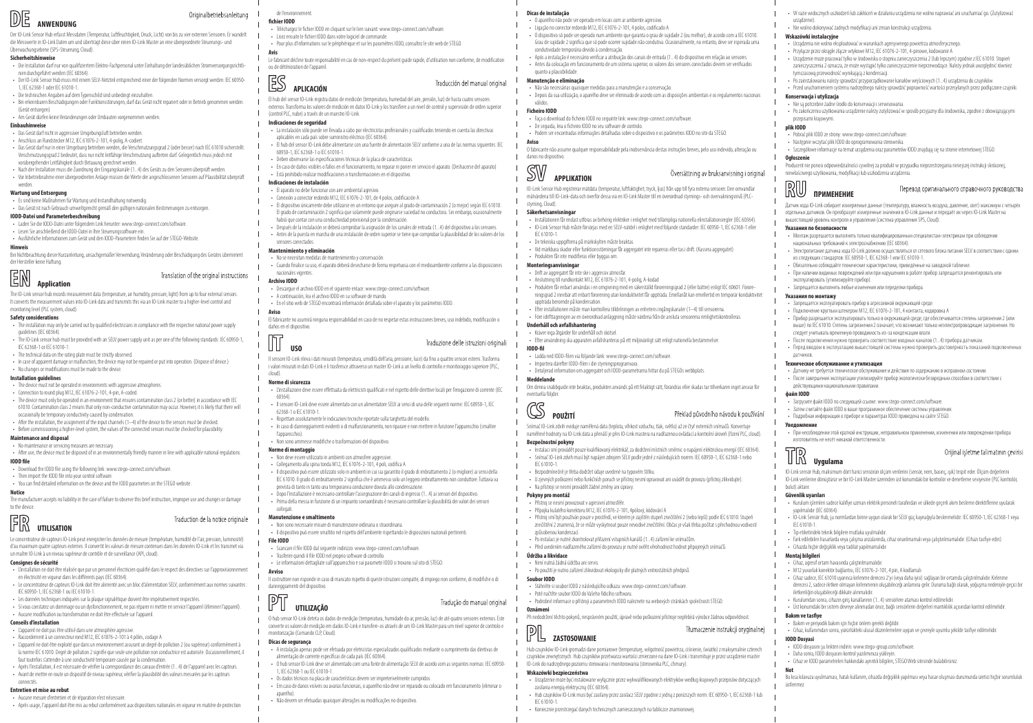# DE ANWENDUNG

Originalbetriebsanleitung

Der IO-Link Sensor Hub erfasst Messdaten (Temperatur, Luftfeuchtigkeit, Druck, Licht) von bis zu vier externen Sensoren. Er wandelt die Messwerte in IO-Link Daten um und überträgt diese über einen IO-Link Master an eine übergeordnete Steuerungs- und Überwachungsebene (SPS-Steuerung, Cloud).

### Sicherheitshinweise

- Die Installation darf nur von qualifizierten Elektro-Fachpersonal unter Einhaltung der landesüblichen Stromversorgungsrichtlinien durchgeführt werden (IEC 60364).
- Der IO-Link Sensor Hub muss mit einem SELV-Netzteil entsprechend einer der folgenden Normen versorgt werden: IEC 60950-1, IEC 62368-1 oder IEC 61010-1.
- Die technischen Angaben auf dem Typenschild sind unbedingt einzuhalten.
- Bei erkennbaren Beschädigungen oder Funktionsstörungen, darf das Gerät nicht repariert oder in Betrieb genommen werden. (Gerät entsorgen)
- Am Gerät dürfen keine Veränderungen oder Umbauten vorgenommen werden.

### Einbauhinweise

- Das Gerät darf nicht in aggressiver Umgebungsluft betrieben werden.
- Anschluss an Rundstecker M12, IEC 61076-2-101, 4-polig, A-codiert.
- Das Gerät darf nur in einer Umgebung betrieben werden, die Verschmutzungsgrad 2 (oder besser) nach IEC 61010 sicherstellt. Verschmutzungsgrad 2 bedeutet, dass nur nicht leitfähige Verschmutzung auftreten darf. Gelegentlich muss jedoch mit vorübergehender Leitfähigkeit durch Betauung gerechnet werden.
- Nach der Installation muss die Zuordnung der Eingangskanäle (1...4) des Geräts zu den Sensoren überprüft werden.
- Vor Inbetriebnahme einer übergeordneten Anlage müssen die Werte der angeschlossenen Sensoren auf Plausibilität überprüft werden.

### Wartung und Entsorgung

- Es sind keine Maßnahmen für Wartung und Instandhaltung notwendig.
- Das Gerät ist nach Gebrauch umweltgerecht gemäß den gültigen nationalen Bestimmungen zu entsorgen.

### IODD-Datei und Parameterbeschreibung

- Laden Sie die IODD-Datei unter folgendem Link herunter: www.stego-connect.com/software.
- Lesen Sie anschließend die IODD-Datei in Ihre Steuerungssoftware ein.
- Ausführliche Informationen zum Gerät und den IODD-Parametern finden Sie auf der STEGO-Website.

### Hinweis

Bei Nichtbeachtung dieser Kurzanleitung, unsachgemäßer Verwendung, Veränderung oder Beschädigung des Gerätes übernimmt der Hersteller keine Haftung.

# EN Application

Translation of the original instructions

The IO-Link sensor hub records measurement data (temperature, air humidity, pressure, light) from up to four external sensors. It converts the measurement values into IO-Link data and transmits this via an IO-Link master to a higher-level control and monitoring level (PLC system, cloud).

### Safety considerations

- The installation may only be carried out by qualified electricians in compliance with the respective national power supply guidelines (IEC 60364).
- The IO-Link sensor hub must be provided with an SELV power supply unit as per one of the following standards: IEC 60950-1, IEC 62368-1 or IEC 61010-1.
- The technical data on the rating plate must be strictly observed.
- In case of apparent damage or malfunction, the device may not be repaired or put into operation. (Dispose of device.)
- No changes or modifications must be made to the device.

### Installation guidelines

- The device must not be operated in environments with aggressive atmospheres.
- Connection to round plug M12, IEC 61076-2-101, 4-pin, A-coded.
- The device must only be operated in an environment that ensures contamination class 2 (or better) in accordance with IEC 61010. Contamination class 2 means that only non-conductive contamination may occur. However, it is likely that there will occasionally be temporary conductivity caused by condensation.
- After the installation, the assignment of the input channels (1–4) of the device to the sensors must be checked.
- Before commissioning a higher-level system, the values of the connected sensors must be checked for plausibility.

### Maintenance and disposal

- No maintenance or servicing measures are necessary.
- After use, the device must be disposed of in an environmentally friendly manner in line with applicable national regulations.

### IODD file

- Download the IODD file using the following link: www.stego-connect.com/software.
- Then import the IODD file into your control software.
- You can find detailed information on the device and the IODD parameters on the STEGO website.

### Notice

The manufacturer accepts no liability in the case of failure to observe this brief instruction, improper use and changes or damage to the device.

# FR UTILISATION

Traduction de la notice originale

Le concentrateur de capteurs IO-Link peut enregistrer les données de mesure (température, humidité de l'air, pression, luminosité) d'au maximum quatre capteurs externes. Il convertit les valeurs de mesure contenues dans les données IO-Link et les transmet via un maître IO-Link à un niveau supérieur de contrôle et de surveillance (API, cloud).

### Consignes de sécurité

- L'installation ne doit être réalisée que par un personnel électricien qualifié dans le respect des directives sur l'approvisionnement en électricité en vigueur dans les différents pays (IEC 60364).
- Le concentrateur de capteurs IO-Link doit être alimenté avec un bloc d'alimentation SELV, conformément aux normes suivantes : IEC 60950-1, IEC 62368-1 ou IEC 61010-1.
- Les données techniques indiquées sur la plaque signalétique doivent être impérativement respectées.
- Si vous constatez un dommage ou un dysfonctionnement, ne pas réparer ni mettre en service l'appareil (éliminer l'appareil).
- Aucune modification ou transformation ne doit être effectuée sur l'appareil.

### Conseils d'installation

- L'appareil ne doit pas être utilisé dans une atmosphère agressive.
- Raccordement à un connecteur rond M12, IEC 61076-2-101 à 4 pôles, codage A
- L'appareil ne doit être exploité que dans un environnement assurant un degré de pollution 2 (ou supérieur) conformément à la norme IEC 61010. Degré de pollution 2 signifie que seule une pollution non conductrice est autorisée. Occasionnellement, il faut toutefois s'attendre à une conductivité temporaire causée par la condensation.
- Après l'installation, il est nécessaire de vérifier la correspondance des canaux d'entrée (1...4) de l'appareil avec les capteurs.
- Avant de mettre en route un dispositif de niveau supérieur, vérifier la plausibilité des valeurs mesurées par les capteurs connectés.

### Entretien et mise au rebut

- Aucune mesure d'entretien et de réparation n'est nécessaire.
- Après usage, l'appareil doit être mis au rebut conformément aux dispositions nationales en vigueur en matière de protection de l'environnement.

### fichier IODD

- Téléchargez le fichier IODD en cliquant sur le lien suivant: www.stego-connect.com/software.
- Lisez ensuite le fichier IODD dans votre logiciel de commande.
- Pour plus d'informations sur le périphérique et sur les paramètres IODD, consultez le site web de STEGO.

### Avis

Le fabricant décline toute responsabilité en cas de non-respect du présent guide rapide, d'utilisation non conforme, de modification ou de détérioration de l'appareil.

# ES APLICACIÓN

Traducción del manual original

El hub del sensor IO-Link registra datos de medición (temperatura, humedad del aire, presión, luz) de hasta cuatro sensores externos. Transforma los valores de medición en datos IO-Link y los transfiere a un nivel de control y supervisión de orden superior (control PLC, nube) a través de un maestro IO-Link.

### Indicaciones de seguridad

- La instalación sólo puede ser llevada a cabo por electricistas profesionales y cualificados teniendo en cuenta las directivas aplicables en cada país sobre suministro eléctrico (IEC 60364).
- El hub del sensor IO-Link debe alimentarse con una fuente de alimentación SELV conforme a una de las normas siguientes: IEC 60950-1, IEC 62368-1 o IEC 61010-1.
- Deben observarse las especificaciones técnicas de la placa de características.
- En caso de daños visibles o fallos en el funcionamiento, no reparar ni poner en servicio el aparato. (Deshacerse del aparato)
- Está prohibido realizar modificaciones o transformaciones en el dispositivo.

### Indicaciones de instalación

- El aparato no debe funcionar con aire ambiental agresivo.
- Conexión a conector redondo M12, IEC 61076-2-101, de 4 polos, codificación A
- El dispositivo únicamente debe utilizarse en un entorno que asegure al grado de contaminación 2 (o mejor) según IEC 61010. El grado de contaminación 2 significa que solamente puede originarse suciedad no conductora. Sin embargo, ocasionalmente habrá que contar con una conductividad provisional por la condensación.
- Después de la instalación se deberá comprobar la asignación de los canales de entrada (1...4) del dispositivo a los sensores.
- Antes de la puesta en marcha de una instalación de orden superior se tiene que comprobar la plausibilidad de los valores de los sensores conectados.

### Mantenimiento y eliminación

- No se necesitan medidas de mantenimiento y conservación.
- Cuando finalice su uso, el aparato deberá desecharse de forma respetuosa con el medioambiente conforme a las disposiciones nacionales vigentes.

### Archivo IODD

- Descargue el archivo IODD en el siguiente enlace: www.stego-connect.com/software.
- A continuación, lea el archivo IODD en su software de mando.
- En el sitio web de STEGO encontrará información detallada sobre el aparato y los parámetros IODD.

### Aviso

El fabricante no asumirá ninguna responsabilidad en caso de no respetar estas instrucciones breves, uso indebido, modificación o daños en el dispositivo.

# IT USO

Traduzione delle istruzioni originali

Il sensore IO-Link rileva i dati misurati (temperatura, umidità dell'aria, pressione, luce) da fino a quattro sensori esterni. Trasforma i valori misurati in dati IO-Link e li trasferisce attraverso un master IO-Link a un livello di controllo e monitoraggio superiore (PLC, cloud).

### Norme di sicurezza

- L'installazione deve essere effettuata da elettricisti qualificati e nel rispetto delle direttive locali per l'erogazione di corrente (IEC 60364).
- Il sensore IO-Link deve essere alimentato con un alimentatore SELV ai sensi di una delle seguenti norme: IEC 60950-1, IEC 62368-1 o IEC 61010-1.
- Rispettare assolutamente le indicazioni tecniche riportate sulla targhetta del modello.
- In caso di danneggiamenti evidenti o di malfunzionamento, non riparare e non mettere in funzione l'apparecchio (smaltire l'apparecchio).
- Non sono ammesse modifiche o trasformazioni del dispositivo.

### Norme di montaggio

- Non deve essere utilizzato in ambienti con atmosfere aggressive.
- Collegamento alla spina tonda M12, IEC 61076-2-101, 4 poli, codifica A
- Il dispositivo può essere utilizzato solo in ambienti in cui sia garantito il grado di imbrattamento 2 (o migliore) ai sensi della IEC 61010. Il grado di imbrattamento 2 significa che è ammesso solo un leggero imbrattamento non conduttore. Tuttavia va prevista di tanto in tanto una conduttanza dovuta alla condensazione.
- Dopo l'installazione è necessario controllare l'assegnazione dei canali di ingresso (1...4) ai sensori del dispositivo.
- Prima della messa in funzione di un impianto sovraordinato è necessario controllare la plausibilità dei valori dei sensori collegati.

### Manutenzione e smaltimento

- Non sono necessarie misure di manutenzione ordinaria o straordinaria.
- Il dispositivo può essere smaltito nel rispetto dell'ambiente rispettando le disposizioni nazionali pertinenti.

### File IODD

- Scaricare il file IODD dal seguente indirizzo: www.stego-connect.com/software.
- Trasferire quindi il file IODD nel proprio software di controllo.
- Le informazioni dettagliate sull'apparecchio e sui parametri IODD si trovano sul sito di STEGO.

### Avviso

Il costruttore non risponde in caso di mancato rispetto di queste istruzioni compatte, di impiego non conforme, di modifiche o di danneggiamenti del dispositivo.

# PT UTILIZAÇÃO

Tradução do manual original

O hub sensor IO-Link deteta os dados de medição (temperatura, humidade do ar, pressão, luz) de até quatro sensores externos. Este converte os valores de medição em dados IO-Link e transfere-os através de um IO-Link Master para um nível superior de controlo e monitorização (Comando CLP, Cloud).

### Dicas de segurança

- A instalação apenas pode ser efetuada por eletricistas especializados qualificados mediante o cumprimento das diretivas de alimentação de corrente específicas de cada país (IEC 60364).
- O hub sensor IO-Link deve ser alimentado com uma fonte de alimentação SELV de acordo com as seguintes normas: IEC 60950-1, IEC 62368-1 ou IEC 61010-1.
- Os dados técnicos na placa de características devem ser imperetrivelmente cumpridos.
- Em caso de danos visíveis ou avarias funcionais, o aparelho não deve ser reparado ou colocado em funcionamento (eliminar o aparelho).
- Não devem ser efetuadas quaisquer alterações ou modificações no dispositivo.

### Dicas de instalação

- O aparelho não pode ser operado em locais com ar ambiente agressivo.
- Ligação no conector redondo M12, IEC 61076-2-101, 4 polos, codificado A
- O dispositivo só pode ser operado num ambiente que garanta o grau de sujidade 2 (ou melhor), de acordo com a IEC 61010. Grau de sujidade 2 significa que só pode ocorrer sujidade não condutiva. Ocasionalmente, no entanto, deve ser esperada uma condutividade temporária devido à condensação.
- Após a instalação é necessário verificar a atribuição dos canais de entrada (1...4) do dispositivo em relação aos sensores.
- Antes da colocação em funcionamento de um sistema superior, os valores dos sensores conectados devem ser verificados quanto à plausibilidade.

### Manutenção e eliminação

- Não são necessárias quaisquer medidas para a manutenção e a conservação.
- Depois da sua utilização, o aparelho deve ser eliminado de acordo com as disposições ambientais e os regulamentos nacionais válidos.

### Ficheiro IODD

- Faça o download do ficheiro IODD no seguinte link: www.stego-connect.com/software.
- De seguida, leia o ficheiro IODD no seu software de controlo.
- Podem ser encontradas informações detalhadas sobre o dispositivo e os parâmetros IODD no site da STEGO.

### Aviso

O fabricante não assume qualquer responsabilidade pela inobservância destas instruções breves, pelo uso indevido, alteração ou danos no dispositivo.

# SV APPLIKATION

Översättning av bruksanvisning i original

IO-Link Sensor Hub registrerar mätdata (temperatur, luftfuktighet, tryck, ljus) från upp till fyra externa sensorer. Den omvandlar mätvärdena till IO-Link-data och överför dessa via en IO-Link Master till en överordnad styrnings- och övervakningsnivå (PLC-styrning, Cloud).

### Säkerhetsanvisningar

- Installationen får endast utföras av behörig elektriker i enlighet med tillämpliga nationella elinstallationsregler (IEC 60364).
- IO-Link Sensor Hub måste försörjas med en SELV-nätdel i enlighet med följande standarder: IEC 60950-1, IEC 62368-1 eller IEC 61010-1.
- De tekniska uppgifterna på märkskylten måste beaktas.
- Vid märkbara skador eller funktionsstörningar får aggregatet inte repareras eller tas i drift. (Kassera aggregatet)
- Produkten får inte modifieras eller byggas om.

### Monteringsanvisningar

- Drift av aggregatet får inte ske i aggressiv atmosfär.
- Anslutning till rundkontakt M12, IEC 61076-2-101, 4-polig, A-kodad
- Produkten får endast användas i en omgivning med en säkerställd föroreningsgrad 2 (eller bätte) enligt IEC 60601. Föroreningsgrad 2 innebär att endast förorening utan konduktivitet får uppträda. Emellanåt kan emellertid en temporär konduktivitet uppträda beroende på kondensation.
- Efter installationen måste man kontrollera tilldelningen av enhetens ingångskanaler (1...4) till sensorerna.
- Före idrifttagningen av en överordnad anläggning måste värdena från de anslutna sensorerna rimlighetskontrolleras.

### Underhåll och avfallshantering

- Kräver inga åtgärder för underhåll och skötsel.
- Efter användning ska apparaten avfallshanteras på ett miljövänligt sätt enligt nationella bestämmelser.

### IODD-fil

- Ladda ned IODD-filen via följande länk: www.stego-connect.com/software.
- Importera därefter IODD-filen i din styrningsprogramvara.
- Detaljerad information om aggregatet och IODD-parametrarna hittar du på STEGOs webbplats.

### Meddelande

Om denna snabbguide inte beaktas, produkten används på ett felaktigt sätt, förändras eller skadas tar tillverkaren inget ansvar för eventuella följder.

# CS POUŽITÍ

Překlad původního návodu k používání

Snímač IO-Link zdvih eviduje naměřená data (teplota, vlhkost vzduchu, tlak, světlo) až ze čtyř externích snímačů. Konvertuje naměřené hodnoty na IO-Link data a přenáší je přes IO-Link mastera na nadřazenou ovládací a kontrolní úroveň (řízení PLC, cloud).

### Bezpečnostní pokyny

- Instalaci smí provádět pouze kvalifikovaný elektrikář, za dodržení místních směrnic o napájení elektrickou energií (IEC 60364).
- Snímač IO-Link zdvih musí být napájen zdrojem SELV podle jedné z následujících norem: IEC 60950-1, IEC 62368-1 nebo IEC 61010-1.
- Bezpodmínečně je třeba dodržet údaje uvedené na typovém štítku.
- U zjevných poškození nebo funkčních poruch se přístroj nesmí opravovat ani uvádět do provozu (přístroj zlikvidujte).
- Na přístroji se nesmí provádět žádné změny ani úpravy.

### Pokyny pro montáž

- Přístroj se nesmí provozovat v agresivní atmosféře.
- Připojka kulatého konektoru M12, IEC 61076-2-101, 4pólový, kódování A
- Přístroj smí být používán pouze v prostředí, ve kterém je zajištěn stupeň znečištění 2 (nebo lepší) podle IEC 61010. Stupeň znečištění 2 znamená, že se může vyskytnout pouze nevodivé znečištění. Občas je však třeba počítat s přechodnou vodivostí způsobenou kondenzací.
- Po instalaci je nutné zkontrolovat přiřazení vstupních kanálů (1...4) zařízení ke snímačům.
- Před uvedením nadřazeného zařízení do provozu je nutné ověřit věrohodnost hodnot připojených snímačů.

### Údržba a likvidace

- Není nutná žádná údržba ani servis.
- Po použití je nutno zařízení zlikvidovat ekologicky dle platných vnitrostátních předpisů.

### Soubor IODD

- Stáhněte si soubor IODD z následujícího odkazu: www.stego-connect.com/software.
- Poté načtěte soubor IODD do Vašeho řídicího softwaru.
- Podrobné informace o přístroji a parametrech IODD naleznete na webových stránkách společnosti STEGO.

### Oznámení

Při nedodržení těchto pokynů, nesprávném použití, úpravě nebo poškození přístroje nepřebírá výrobce žádnou odpovědnost.

# PL ZASTOSOWANIE

Tłumaczenie instrukcji oryginalnej

Hub czujników IO-Link gromadzi dane pomiarowe (temperatura, wilgotność powietrza, ciśnienie, światło) z maksymalnie czterech czujników zewnętrznych. Hub czujników przetwarza wartości zmierzone na dane IO-Link i transmituje je przez urządzenie master IO-Link do nadrzędnego poziomu sterowania i monitorowania (sterownika PLC, chmury).

### Wskazówki bezpieczeństwa

- Urządzenie może być instalowane wyłącznie przez wykwalifikowanych elektryków według krajowych przepisów dotyczących zasilania energią elektryczną (IEC 60364).
- Hub czujników IO-Link musi być zasilany przez zasilacz SELV zgodnie z jedną z poniższych norm: IEC 60950-1, IEC 62368-1 lub IEC 61010-1.
- Koniecznie przestrzegać danych technicznych zamieszczonych na tabliczce znamionowej.
- W razie widocznych uszkodzeń lub zakłóceń w działaniu urządzenia nie wolno naprawiać ani uruchamiać go. (Zutylizować urządzenie).
- Nie wolno dokonywać żadnych modyfikacji ani zmian konstrukcji urządzenia.

### Wskazówki instalacyjne

- Urządzenia nie wolno eksploatować w warunkach agresywnego powietrza atmosferycznego.
- Przyłącze przez okrągłe złącze wtykowe M12, IEC 61076-2-101, 4-pinowe, kodowanie A
- Urządzenie może pracować tylko w środowisku o stopniu zanieczyszczenia 2 (lub lepszym) zgodnie z IEC 61010. Stopień zanieczyszczenia 2 oznacza, że może wystąpić tylko zanieczyszczenie nieprzewodzące. Należy jednak uwzględnić również tymczasową przewodność wynikającą z kondensacji.
- Po zainstalowaniu należy sprawdzić przyporządkowanie kanałów wejściowych (1...4) urządzenia do czujników.
- Przed uruchomieniem systemu nadrzędnego należy sprawdzić poprawność wartości przesyłanych przez podłączone czujniki.

### Konserwacja i utylizacja

- Nie są potrzebne żadne środki do konserwacji i serwisowania.
- Po zakończeniu użytkowania urządzenie należy zutylizować w sposób przyjazny dla środowiska, zgodnie z obowiązującymi przepisami krajowymi.

### plik IODD

- Pobrać plik IODD ze strony: www.stego-connect.com/software.
- Następnie wczytać plik IODD do oprogramowania sterownika.
- Szczegółowe informacje na temat urządzenia oraz parametrów IODD znajdują się na stronie internetowej STEGO.

### Ogłoszenie

Producent nie ponosi odpowiedzialności cywilnej za produkt w przypadku nieprzestrzegania niniejszej instrukcji skróconej, niewłaściwego użytkowania, modyfikacji lub uszkodzenia urządzenia.

# RU ПРИМЕНЕНИЕ

Перевод оригинального справочного руководства

Датчик кода IO-Link собирает измеряемые данные (температуру, влажность воздуха, давление, свет) максимум с четырёх отдельных датчиков. Он преобразует измеренные значения в IO-Link данные и передаёт их через IO-Link Master на вышестоящий уровень контроля и управления (система управления PLC, Cloud).

### Указания по безопасности

- Монтаж разрешается выполнять только квалифицированным специалистам-электрикам при соблюдении национальных требований к электроснабжению (IEC 60364).
- Электропитание датчика кода IO-Link должно осуществляться от сетевого блока питания SELV в соответствии с одним из следующих стандартов: IEC 60950-1, IEC 62368-1 или IEC 61010-1.
- Обязательно соблюдайте технические характеристики, приведённые на заводской табличке.
- При наличии видимых повреждений или при нарушениях в работе прибор запрещается ремонтировать или эксплуатировать (утилизируйте прибор).
- Запрещается выполнять любые изменения или переделки прибора.

### Указания по монтажу

- Запрещается эксплуатировать прибор в агрессивной окружающей среде.
- Подключение круглым штекером M12, IEC 61076-2-101, 4 контакта, кодировка A
- Прибор разрешается эксплуатировать только в окружающей среде, где обеспечивается степень загрязнения 2 (или выше) по IEC 61010. Степень загрязнения 2 означает, что возникают только неэлектропроводящие загрязнения. Но следует учитывать временную проводимость из-за конденсации влаги.
- После подключения нужно проверить соответствие входных каналов (1...4) прибора датчикам.
- Перед вводом в эксплуатацию вышестоящей системы нужно проверить достоверность показаний подключенных датчиков.

### Техническое обслуживание и утилизация

- Датчику не требуется техническое обслуживание и действия по содержанию в исправном состоянии.
- После завершения эксплуатации утилизируйте прибор экологически безвредным способом в соответствии с действующими национальными правилами.

### файл IODD

- Загрузите файл IODD по следующей ссылке: www.stego-connect.com/software.
- Затем считайте файл IODD в ваше программное обеспечение системы управления.
- Подробная информация о приборе и параметрах IODD приведена на сайте STEGO.

### Уведомление

- При несоблюдении этой краткой инструкции, неправильном применении, изменении или повреждении прибора изготовитель не несёт никакой ответственности.

# TR Uygulama

Orijinal işletme talimatının çevirisi

IO-Link sensör Hub, maksimum dört harici sensörün ölçüm verilerini (sensör, nem, basınç, ışık) tespit eder. Ölçüm değerlerini IO-Link verilerine dönüştürür ve bir IO-Link Master üzerinden üst konumdaki bir kontrolör ve denetleme seviyesine (PLC kontrolör, bulut) aktarır.

### Güvenlik uyarıları

- Kurulum işlemleri sadece kalifiye uzman elektrik personeli tarafından ve ülkede geçerli akım besleme direktiflerine uyularak yapılmalıdır (IEC 60364).
- IO-Link Sensör Hub, şu normlardan birine uygun olarak bir SELV güç kaynağıyla beslenmelidir: IEC 60950-1, IEC 62368-1 veya IEC 61010-1.
- Tip etiketindeki teknik bilgilere mutlaka uyulmalıdır.
- Fark edilebilen hasarlarda veya çalışma arızalarında, cihaz onarılmamalı veya çalıştırılmamalıdır. (Cihazı tasfiye edin)
- Cihazda hiçbir değişiklik veya tadilat yapılmamalıdır.

### Montaj bilgileri

- Cihaz, agresif ortam havasında çalıştırılmamalıdır.
- M12 yuvarlak konektör bağlantısı, IEC 61076-2-101, 4 pin, A kodlamalı
- Cihaz sadece, IEC 61010 uyarınca kirlenme derecesi 2'yi (veya daha iyisi) sağlayan bir ortamda çalıştırılmalıdır. Kirlenme derecesi 2, sadece iletken olmayan kirlenmenin oluşabileceği anlamına gelir. Duruma bağlı olarak, yoğuşma nedeniyle geçici bir iletkenliğin oluşabileceği dikkate alınmalıdır.
- Kurulumdan sonra, cihazın giriş kanallarının (1...4) sensörlere atamasını kontrol edilmelidir.
- Üst konumdaki bir sistemi devreye almadan önce, bağlı sensörlerin değerleri mantıklılık açısından kontrol edilmelidir.

### Bakım ve tasfiye

- Bakım ve periyodik bakım için hiçbir önlem gerekli değildir.
- Cihaz, kullanımdan sonra, yürürlükteki ulusal düzenlemelere uygun ve çevreyle uyumlu şekilde tasfiye edilmelidir.

### IODD Dosyası

- IODD dosyasını şu linkten indirin: www.stego-group.com/software.
- Daha sonra, IODD dosyasını kontrol yazılımınıza yükleyin.
- Cihaz ve IODD parametreleri hakkındaki ayrıntılı bilgileri, STEGO Web sitesinde bulabilirsiniz.

### Not

Bu kısa kılavuza uyulmaması, hatalı kullanım, cihazda değişiklik yapılması veya hasar oluşması durumunda üretici hiçbir sorumluluk üstlenmez